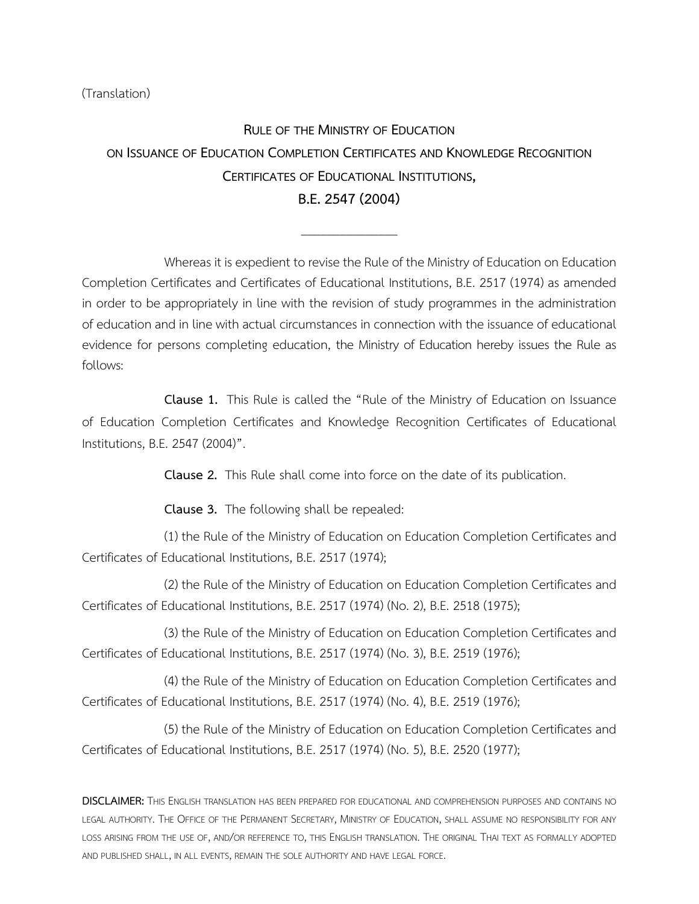(Translation)

# RULE OF THE MINISTRY OF EDUCATION ON ISSUANCE OF EDUCATION COMPLETION CERTIFICATES AND KNOWLEDGE RECOGNITION CERTIFICATES OF EDUCATIONAL INSTITUTIONS, B.E. 2547 (2004)

---

Whereas it is expedient to revise the Rule of the Ministry of Education on Education Completion Certificates and Certificates of Educational Institutions, B.E. 2517 (1974) as amended in order to be appropriately in line with the revision of study programmes in the administration of education and in line with actual circumstances in connection with the issuance of educational evidence for persons completing education, the Ministry of Education hereby issues the Rule as follows:

**Clause 1.** This Rule is called the "Rule of the Ministry of Education on Issuance of Education Completion Certificates and Knowledge Recognition Certificates of Educational Institutions, B.E. 2547 (2004)".

**Clause 2.** This Rule shall come into force on the date of its publication.

**Clause 3.** The following shall be repealed:

(1) the Rule of the Ministry of Education on Education Completion Certificates and Certificates of Educational Institutions, B.E. 2517 (1974);

(2) the Rule of the Ministry of Education on Education Completion Certificates and Certificates of Educational Institutions, B.E. 2517 (1974) (No. 2), B.E. 2518 (1975);

(3) the Rule of the Ministry of Education on Education Completion Certificates and Certificates of Educational Institutions, B.E. 2517 (1974) (No. 3), B.E. 2519 (1976);

(4) the Rule of the Ministry of Education on Education Completion Certificates and Certificates of Educational Institutions, B.E. 2517 (1974) (No. 4), B.E. 2519 (1976);

(5) the Rule of the Ministry of Education on Education Completion Certificates and Certificates of Educational Institutions, B.E. 2517 (1974) (No. 5), B.E. 2520 (1977);

**DISCLAIMER:** THIS ENGLISH TRANSLATION HAS BEEN PREPARED FOR EDUCATIONAL AND COMPREHENSION PURPOSES AND CONTAINS NO LEGAL AUTHORITY. THE OFFICE OF THE PERMANENT SECRETARY, MINISTRY OF EDUCATION, SHALL ASSUME NO RESPONSIBILITY FOR ANY LOSS ARISING FROM THE USE OF, AND/OR REFERENCE TO, THIS ENGLISH TRANSLATION. THE ORIGINAL THAI TEXT AS FORMALLY ADOPTED AND PUBLISHED SHALL, IN ALL EVENTS, REMAIN THE SOLE AUTHORITY AND HAVE LEGAL FORCE.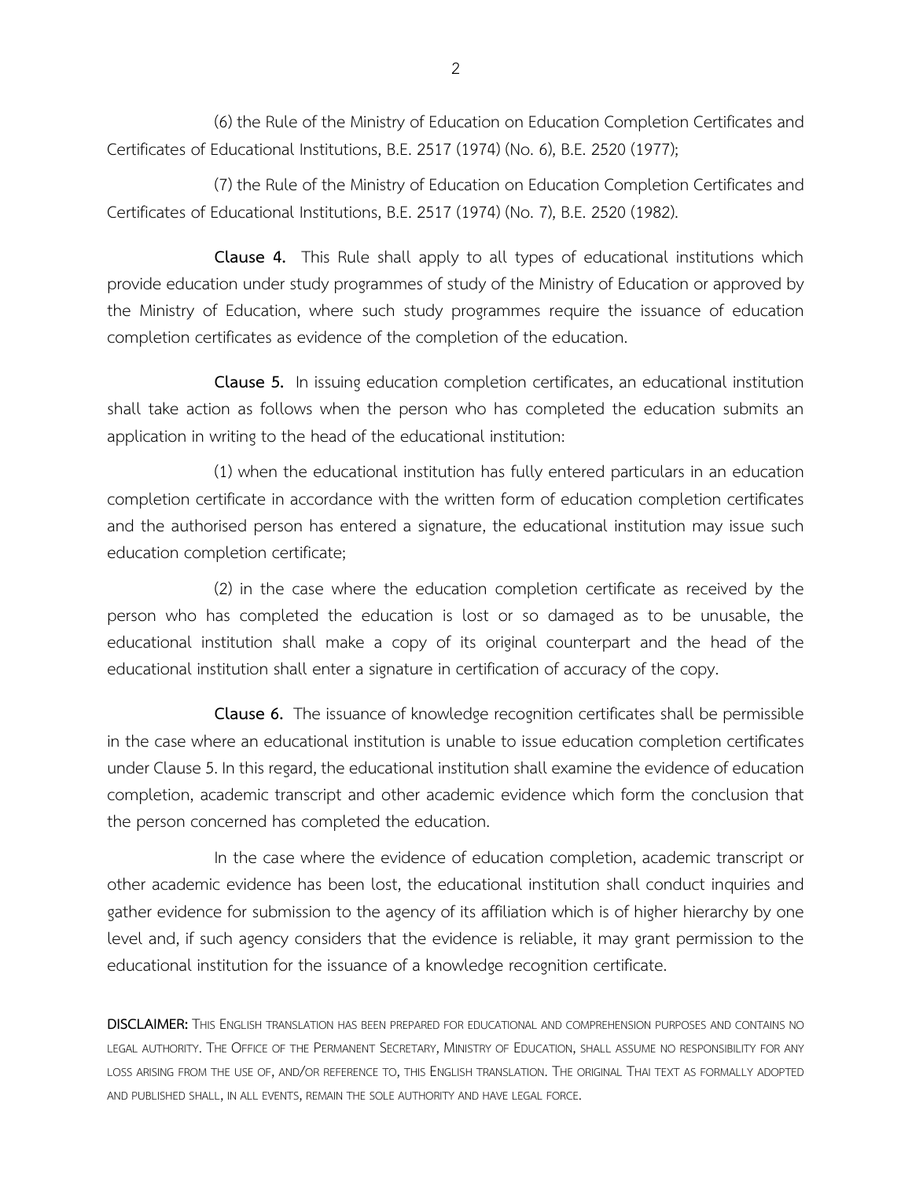(6) the Rule of the Ministry of Education on Education Completion Certificates and Certificates of Educational Institutions, B.E. 2517 (1974) (No. 6), B.E. 2520 (1977);

(7) the Rule of the Ministry of Education on Education Completion Certificates and Certificates of Educational Institutions, B.E. 2517 (1974) (No. 7), B.E. 2520 (1982).

**Clause 4.** This Rule shall apply to all types of educational institutions which provide education under study programmes of study of the Ministry of Education or approved by the Ministry of Education, where such study programmes require the issuance of education completion certificates as evidence of the completion of the education.

**Clause 5.** In issuing education completion certificates, an educational institution shall take action as follows when the person who has completed the education submits an application in writing to the head of the educational institution:

(1) when the educational institution has fully entered particulars in an education completion certificate in accordance with the written form of education completion certificates and the authorised person has entered a signature, the educational institution may issue such education completion certificate;

(2) in the case where the education completion certificate as received by the person who has completed the education is lost or so damaged as to be unusable, the educational institution shall make a copy of its original counterpart and the head of the educational institution shall enter a signature in certification of accuracy of the copy.

**Clause 6.** The issuance of knowledge recognition certificates shall be permissible in the case where an educational institution is unable to issue education completion certificates under Clause 5. In this regard, the educational institution shall examine the evidence of education completion, academic transcript and other academic evidence which form the conclusion that the person concerned has completed the education.

In the case where the evidence of education completion, academic transcript or other academic evidence has been lost, the educational institution shall conduct inquiries and gather evidence for submission to the agency of its affiliation which is of higher hierarchy by one level and, if such agency considers that the evidence is reliable, it may grant permission to the educational institution for the issuance of a knowledge recognition certificate.

**DISCLAIMER:** THIS ENGLISH TRANSLATION HAS BEEN PREPARED FOR EDUCATIONAL AND COMPREHENSION PURPOSES AND CONTAINS NO LEGAL AUTHORITY. THE OFFICE OF THE PERMANENT SECRETARY, MINISTRY OF EDUCATION, SHALL ASSUME NO RESPONSIBILITY FOR ANY LOSS ARISING FROM THE USE OF, AND/OR REFERENCE TO, THIS ENGLISH TRANSLATION. THE ORIGINAL THAI TEXT AS FORMALLY ADOPTED AND PUBLISHED SHALL, IN ALL EVENTS, REMAIN THE SOLE AUTHORITY AND HAVE LEGAL FORCE.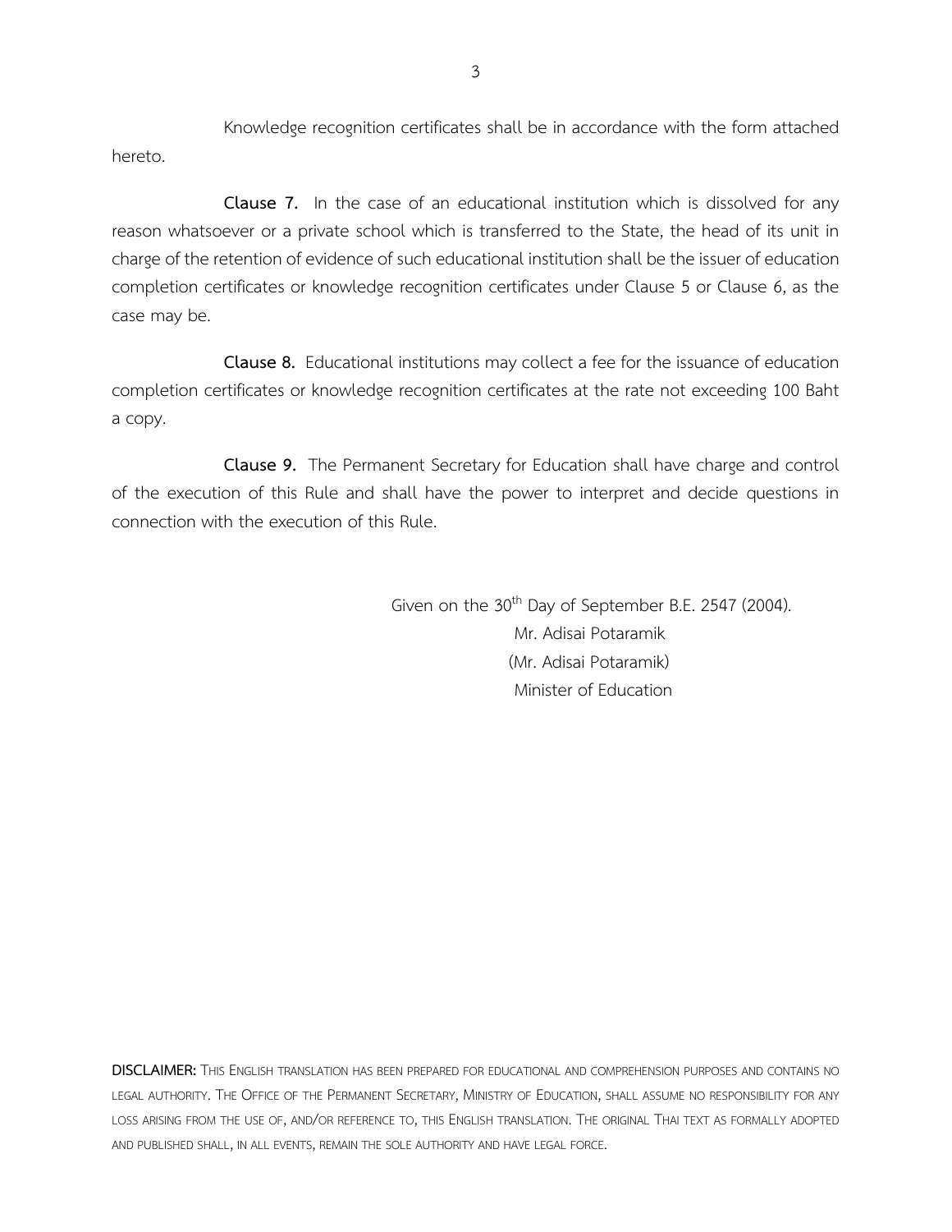Knowledge recognition certificates shall be in accordance with the form attached hereto.

**Clause 7.** In the case of an educational institution which is dissolved for any reason whatsoever or a private school which is transferred to the State, the head of its unit in charge of the retention of evidence of such educational institution shall be the issuer of education completion certificates or knowledge recognition certificates under Clause 5 or Clause 6, as the case may be.

**Clause 8.** Educational institutions may collect a fee for the issuance of education completion certificates or knowledge recognition certificates at the rate not exceeding 100 Baht a copy.

**Clause 9.** The Permanent Secretary for Education shall have charge and control of the execution of this Rule and shall have the power to interpret and decide questions in connection with the execution of this Rule.

Given on the 30th Day of September B.E. 2547 (2004).
Mr. Adisai Potaramik
(Mr. Adisai Potaramik)
Minister of Education

**DISCLAIMER:** This English translation has been prepared for educational and comprehension purposes and contains no legal authority. The Office of the Permanent Secretary, Ministry of Education, shall assume no responsibility for any loss arising from the use of, and/or reference to, this English translation. The original Thai text as formally adopted and published shall, in all events, remain the sole authority and have legal force.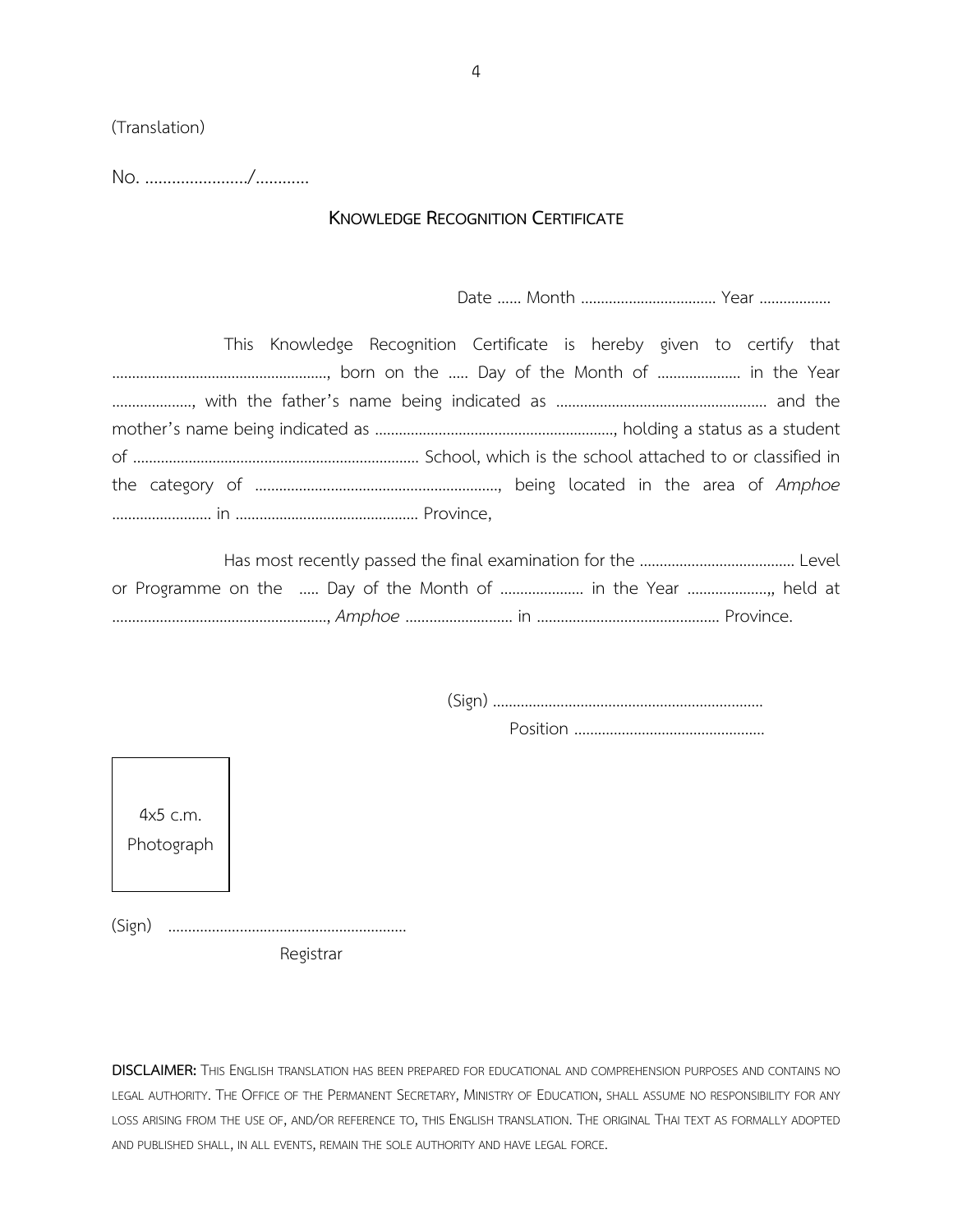(Translation)

No. ……………………/…………

## KNOWLEDGE RECOGNITION CERTIFICATE

Date …… Month …………………………… Year ………………

This Knowledge Recognition Certificate is hereby given to certify that ………………………………………………, born on the ….. Day of the Month of ………………… in the Year ………………., with the father's name being indicated as ……………………………………………… and the mother's name being indicated as ……………………………………………………, holding a status as a student of ……………………………………………………………… School, which is the school attached to or classified in the category of ……………………………………………………, being located in the area of *Amphoe* ……………………. in ……………………………………… Province,

Has most recently passed the final examination for the ………………………………… Level or Programme on the ….. Day of the Month of ………………… in the Year …………………, held at ………………………………………………, *Amphoe* ……………………… in ……………………………………… Province.

(Sign) ……………………………………………………………

Position …………………………………………

4x5 c.m.
Photograph

(Sign) ……………………………………………………

Registrar

**DISCLAIMER:** THIS ENGLISH TRANSLATION HAS BEEN PREPARED FOR EDUCATIONAL AND COMPREHENSION PURPOSES AND CONTAINS NO LEGAL AUTHORITY. THE OFFICE OF THE PERMANENT SECRETARY, MINISTRY OF EDUCATION, SHALL ASSUME NO RESPONSIBILITY FOR ANY LOSS ARISING FROM THE USE OF, AND/OR REFERENCE TO, THIS ENGLISH TRANSLATION. THE ORIGINAL THAI TEXT AS FORMALLY ADOPTED AND PUBLISHED SHALL, IN ALL EVENTS, REMAIN THE SOLE AUTHORITY AND HAVE LEGAL FORCE.